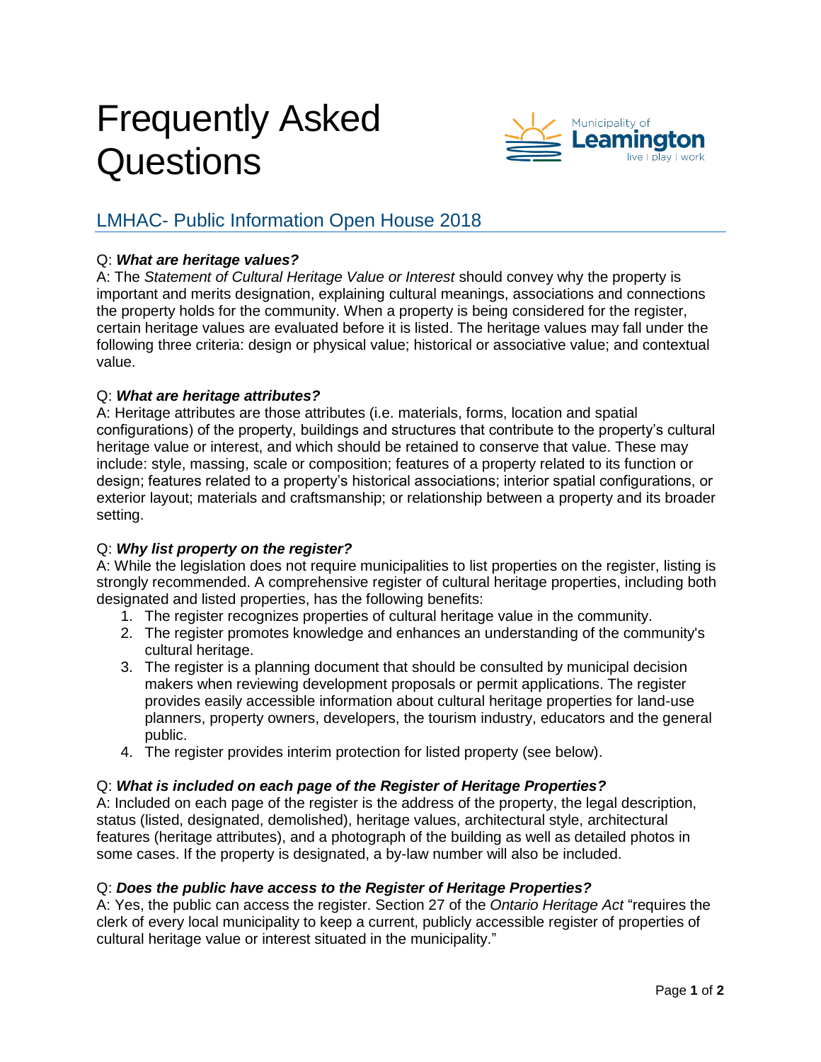# Frequently Asked Questions

Municipality of **Leamington**
live | play | work

## LMHAC- Public Information Open House 2018

Q: ***What are heritage values?***
A: The *Statement of Cultural Heritage Value or Interest* should convey why the property is important and merits designation, explaining cultural meanings, associations and connections the property holds for the community. When a property is being considered for the register, certain heritage values are evaluated before it is listed. The heritage values may fall under the following three criteria: design or physical value; historical or associative value; and contextual value.

Q: ***What are heritage attributes?***
A: Heritage attributes are those attributes (i.e. materials, forms, location and spatial configurations) of the property, buildings and structures that contribute to the property's cultural heritage value or interest, and which should be retained to conserve that value. These may include: style, massing, scale or composition; features of a property related to its function or design; features related to a property's historical associations; interior spatial configurations, or exterior layout; materials and craftsmanship; or relationship between a property and its broader setting.

Q: ***Why list property on the register?***
A: While the legislation does not require municipalities to list properties on the register, listing is strongly recommended. A comprehensive register of cultural heritage properties, including both designated and listed properties, has the following benefits:

1. The register recognizes properties of cultural heritage value in the community.
2. The register promotes knowledge and enhances an understanding of the community's cultural heritage.
3. The register is a planning document that should be consulted by municipal decision makers when reviewing development proposals or permit applications. The register provides easily accessible information about cultural heritage properties for land-use planners, property owners, developers, the tourism industry, educators and the general public.
4. The register provides interim protection for listed property (see below).

Q: ***What is included on each page of the Register of Heritage Properties?***
A: Included on each page of the register is the address of the property, the legal description, status (listed, designated, demolished), heritage values, architectural style, architectural features (heritage attributes), and a photograph of the building as well as detailed photos in some cases. If the property is designated, a by-law number will also be included.

Q: ***Does the public have access to the Register of Heritage Properties?***
A: Yes, the public can access the register. Section 27 of the *Ontario Heritage Act* "requires the clerk of every local municipality to keep a current, publicly accessible register of properties of cultural heritage value or interest situated in the municipality."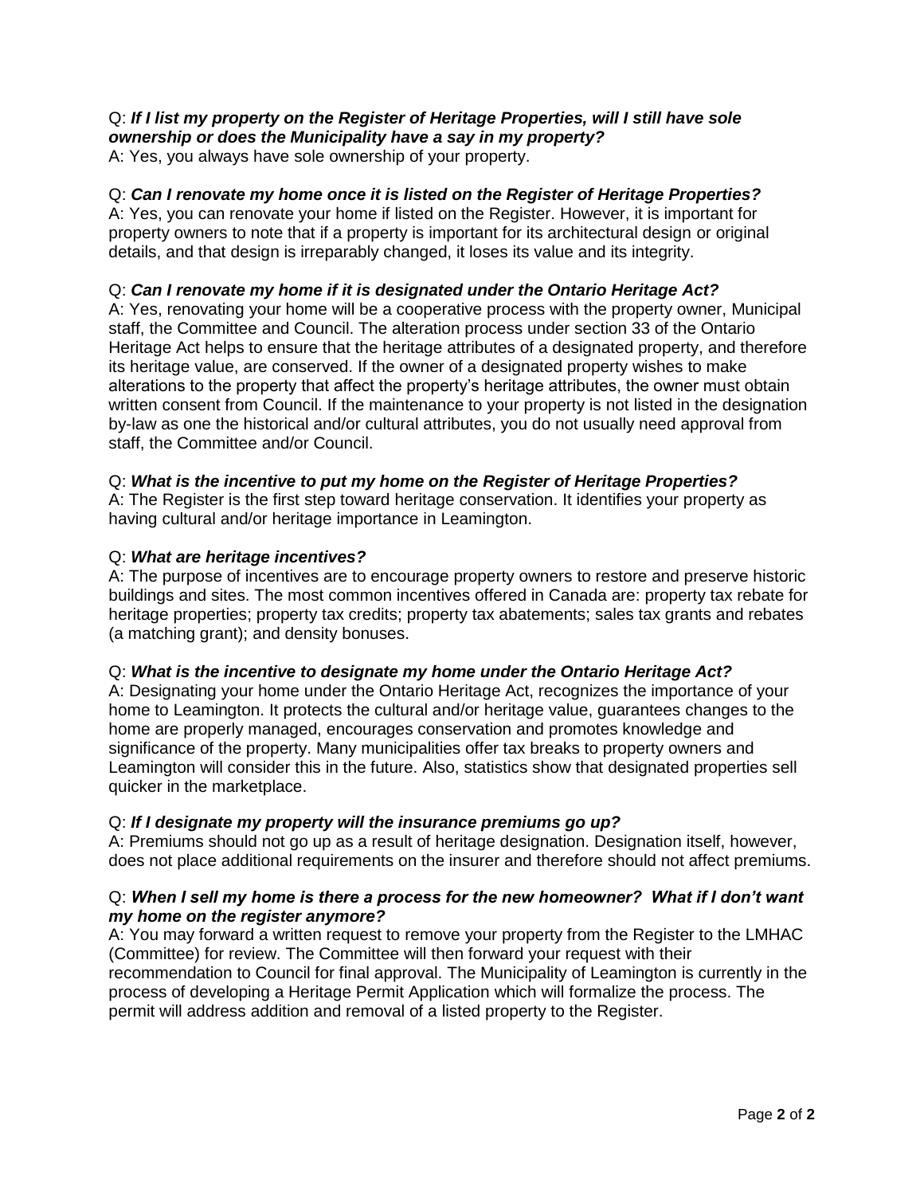Q: ***If I list my property on the Register of Heritage Properties, will I still have sole ownership or does the Municipality have a say in my property?***
A: Yes, you always have sole ownership of your property.

Q: ***Can I renovate my home once it is listed on the Register of Heritage Properties?***
A: Yes, you can renovate your home if listed on the Register. However, it is important for property owners to note that if a property is important for its architectural design or original details, and that design is irreparably changed, it loses its value and its integrity.

Q: ***Can I renovate my home if it is designated under the Ontario Heritage Act?***
A: Yes, renovating your home will be a cooperative process with the property owner, Municipal staff, the Committee and Council. The alteration process under section 33 of the Ontario Heritage Act helps to ensure that the heritage attributes of a designated property, and therefore its heritage value, are conserved. If the owner of a designated property wishes to make alterations to the property that affect the property's heritage attributes, the owner must obtain written consent from Council. If the maintenance to your property is not listed in the designation by-law as one the historical and/or cultural attributes, you do not usually need approval from staff, the Committee and/or Council.

Q: ***What is the incentive to put my home on the Register of Heritage Properties?***
A: The Register is the first step toward heritage conservation. It identifies your property as having cultural and/or heritage importance in Leamington.

Q: ***What are heritage incentives?***
A: The purpose of incentives are to encourage property owners to restore and preserve historic buildings and sites. The most common incentives offered in Canada are: property tax rebate for heritage properties; property tax credits; property tax abatements; sales tax grants and rebates (a matching grant); and density bonuses.

Q: ***What is the incentive to designate my home under the Ontario Heritage Act?***
A: Designating your home under the Ontario Heritage Act, recognizes the importance of your home to Leamington. It protects the cultural and/or heritage value, guarantees changes to the home are properly managed, encourages conservation and promotes knowledge and significance of the property. Many municipalities offer tax breaks to property owners and Leamington will consider this in the future. Also, statistics show that designated properties sell quicker in the marketplace.

Q: ***If I designate my property will the insurance premiums go up?***
A: Premiums should not go up as a result of heritage designation. Designation itself, however, does not place additional requirements on the insurer and therefore should not affect premiums.

Q: ***When I sell my home is there a process for the new homeowner? What if I don't want my home on the register anymore?***
A: You may forward a written request to remove your property from the Register to the LMHAC (Committee) for review. The Committee will then forward your request with their recommendation to Council for final approval. The Municipality of Leamington is currently in the process of developing a Heritage Permit Application which will formalize the process. The permit will address addition and removal of a listed property to the Register.